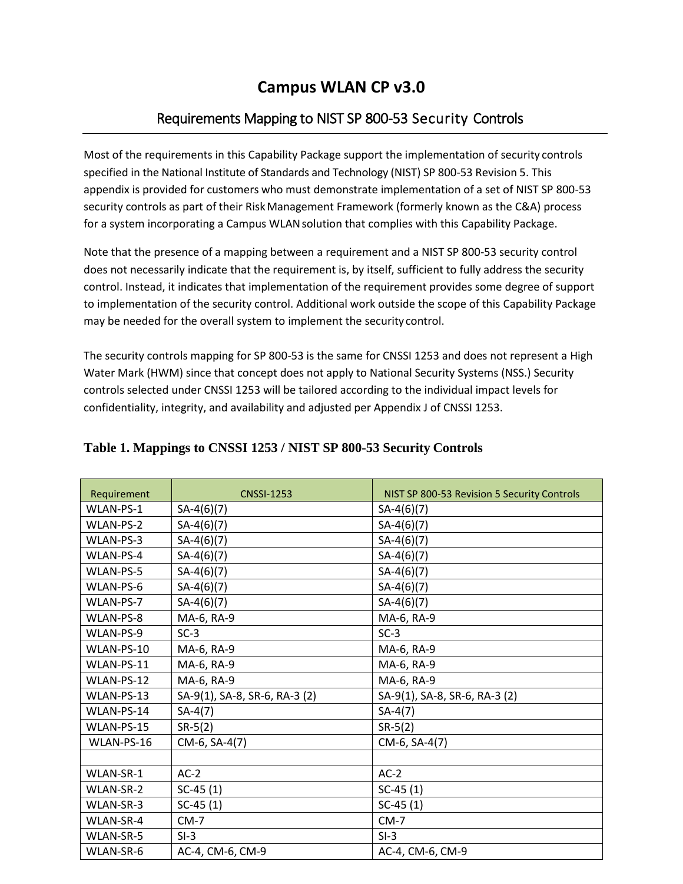# Campus WLAN CP v3.0

## Requirements Mapping to NIST SP 800-53 Security Controls

Most of the requirements in this Capability Package support the implementation of security controls specified in the National Institute of Standards and Technology (NIST) SP 800-53 Revision 5. This appendix is provided for customers who must demonstrate implementation of a set of NIST SP 800-53 security controls as part of their Risk Management Framework (formerly known as the C&A) process for a system incorporating a Campus WLAN solution that complies with this Capability Package.

Note that the presence of a mapping between a requirement and a NIST SP 800-53 security control does not necessarily indicate that the requirement is, by itself, sufficient to fully address the security control. Instead, it indicates that implementation of the requirement provides some degree of support to implementation of the security control. Additional work outside the scope of this Capability Package may be needed for the overall system to implement the security control.

The security controls mapping for SP 800-53 is the same for CNSSI 1253 and does not represent a High Water Mark (HWM) since that concept does not apply to National Security Systems (NSS.) Security controls selected under CNSSI 1253 will be tailored according to the individual impact levels for confidentiality, integrity, and availability and adjusted per Appendix J of CNSSI 1253.

**Table 1. Mappings to CNSSI 1253 / NIST SP 800-53 Security Controls**

| Requirement | CNSSI-1253 | NIST SP 800-53 Revision 5 Security Controls |
|---|---|---|
| WLAN-PS-1 | SA-4(6)(7) | SA-4(6)(7) |
| WLAN-PS-2 | SA-4(6)(7) | SA-4(6)(7) |
| WLAN-PS-3 | SA-4(6)(7) | SA-4(6)(7) |
| WLAN-PS-4 | SA-4(6)(7) | SA-4(6)(7) |
| WLAN-PS-5 | SA-4(6)(7) | SA-4(6)(7) |
| WLAN-PS-6 | SA-4(6)(7) | SA-4(6)(7) |
| WLAN-PS-7 | SA-4(6)(7) | SA-4(6)(7) |
| WLAN-PS-8 | MA-6, RA-9 | MA-6, RA-9 |
| WLAN-PS-9 | SC-3 | SC-3 |
| WLAN-PS-10 | MA-6, RA-9 | MA-6, RA-9 |
| WLAN-PS-11 | MA-6, RA-9 | MA-6, RA-9 |
| WLAN-PS-12 | MA-6, RA-9 | MA-6, RA-9 |
| WLAN-PS-13 | SA-9(1), SA-8, SR-6, RA-3 (2) | SA-9(1), SA-8, SR-6, RA-3 (2) |
| WLAN-PS-14 | SA-4(7) | SA-4(7) |
| WLAN-PS-15 | SR-5(2) | SR-5(2) |
| WLAN-PS-16 | CM-6, SA-4(7) | CM-6, SA-4(7) |
| | | |
| WLAN-SR-1 | AC-2 | AC-2 |
| WLAN-SR-2 | SC-45 (1) | SC-45 (1) |
| WLAN-SR-3 | SC-45 (1) | SC-45 (1) |
| WLAN-SR-4 | CM-7 | CM-7 |
| WLAN-SR-5 | SI-3 | SI-3 |
| WLAN-SR-6 | AC-4, CM-6, CM-9 | AC-4, CM-6, CM-9 |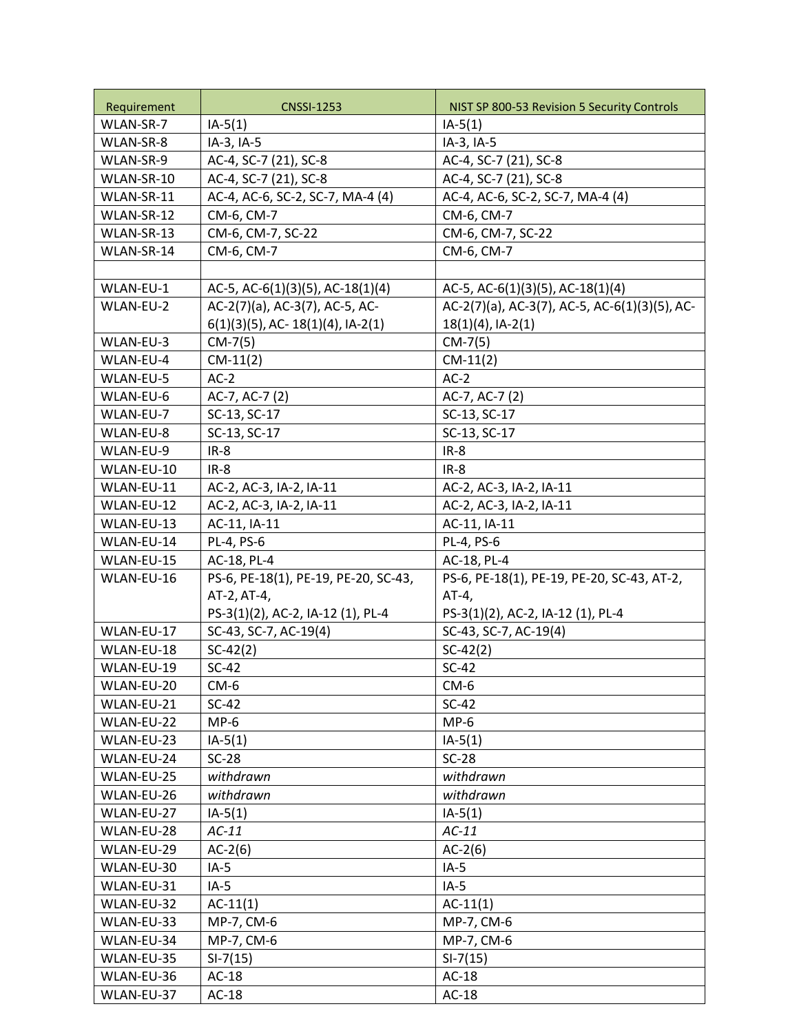| Requirement | CNSSI-1253 | NIST SP 800-53 Revision 5 Security Controls |
|---|---|---|
| WLAN-SR-7 | IA-5(1) | IA-5(1) |
| WLAN-SR-8 | IA-3, IA-5 | IA-3, IA-5 |
| WLAN-SR-9 | AC-4, SC-7 (21), SC-8 | AC-4, SC-7 (21), SC-8 |
| WLAN-SR-10 | AC-4, SC-7 (21), SC-8 | AC-4, SC-7 (21), SC-8 |
| WLAN-SR-11 | AC-4, AC-6, SC-2, SC-7, MA-4 (4) | AC-4, AC-6, SC-2, SC-7, MA-4 (4) |
| WLAN-SR-12 | CM-6, CM-7 | CM-6, CM-7 |
| WLAN-SR-13 | CM-6, CM-7, SC-22 | CM-6, CM-7, SC-22 |
| WLAN-SR-14 | CM-6, CM-7 | CM-6, CM-7 |
| | | |
| WLAN-EU-1 | AC-5, AC-6(1)(3)(5), AC-18(1)(4) | AC-5, AC-6(1)(3)(5), AC-18(1)(4) |
| WLAN-EU-2 | AC-2(7)(a), AC-3(7), AC-5, AC-6(1)(3)(5), AC- 18(1)(4), IA-2(1) | AC-2(7)(a), AC-3(7), AC-5, AC-6(1)(3)(5), AC-18(1)(4), IA-2(1) |
| WLAN-EU-3 | CM-7(5) | CM-7(5) |
| WLAN-EU-4 | CM-11(2) | CM-11(2) |
| WLAN-EU-5 | AC-2 | AC-2 |
| WLAN-EU-6 | AC-7, AC-7 (2) | AC-7, AC-7 (2) |
| WLAN-EU-7 | SC-13, SC-17 | SC-13, SC-17 |
| WLAN-EU-8 | SC-13, SC-17 | SC-13, SC-17 |
| WLAN-EU-9 | IR-8 | IR-8 |
| WLAN-EU-10 | IR-8 | IR-8 |
| WLAN-EU-11 | AC-2, AC-3, IA-2, IA-11 | AC-2, AC-3, IA-2, IA-11 |
| WLAN-EU-12 | AC-2, AC-3, IA-2, IA-11 | AC-2, AC-3, IA-2, IA-11 |
| WLAN-EU-13 | AC-11, IA-11 | AC-11, IA-11 |
| WLAN-EU-14 | PL-4, PS-6 | PL-4, PS-6 |
| WLAN-EU-15 | AC-18, PL-4 | AC-18, PL-4 |
| WLAN-EU-16 | PS-6, PE-18(1), PE-19, PE-20, SC-43, AT-2, AT-4, PS-3(1)(2), AC-2, IA-12 (1), PL-4 | PS-6, PE-18(1), PE-19, PE-20, SC-43, AT-2, AT-4, PS-3(1)(2), AC-2, IA-12 (1), PL-4 |
| WLAN-EU-17 | SC-43, SC-7, AC-19(4) | SC-43, SC-7, AC-19(4) |
| WLAN-EU-18 | SC-42(2) | SC-42(2) |
| WLAN-EU-19 | SC-42 | SC-42 |
| WLAN-EU-20 | CM-6 | CM-6 |
| WLAN-EU-21 | SC-42 | SC-42 |
| WLAN-EU-22 | MP-6 | MP-6 |
| WLAN-EU-23 | IA-5(1) | IA-5(1) |
| WLAN-EU-24 | SC-28 | SC-28 |
| WLAN-EU-25 | *withdrawn* | *withdrawn* |
| WLAN-EU-26 | *withdrawn* | *withdrawn* |
| WLAN-EU-27 | IA-5(1) | IA-5(1) |
| WLAN-EU-28 | *AC-11* | *AC-11* |
| WLAN-EU-29 | AC-2(6) | AC-2(6) |
| WLAN-EU-30 | IA-5 | IA-5 |
| WLAN-EU-31 | IA-5 | IA-5 |
| WLAN-EU-32 | AC-11(1) | AC-11(1) |
| WLAN-EU-33 | MP-7, CM-6 | MP-7, CM-6 |
| WLAN-EU-34 | MP-7, CM-6 | MP-7, CM-6 |
| WLAN-EU-35 | SI-7(15) | SI-7(15) |
| WLAN-EU-36 | AC-18 | AC-18 |
| WLAN-EU-37 | AC-18 | AC-18 |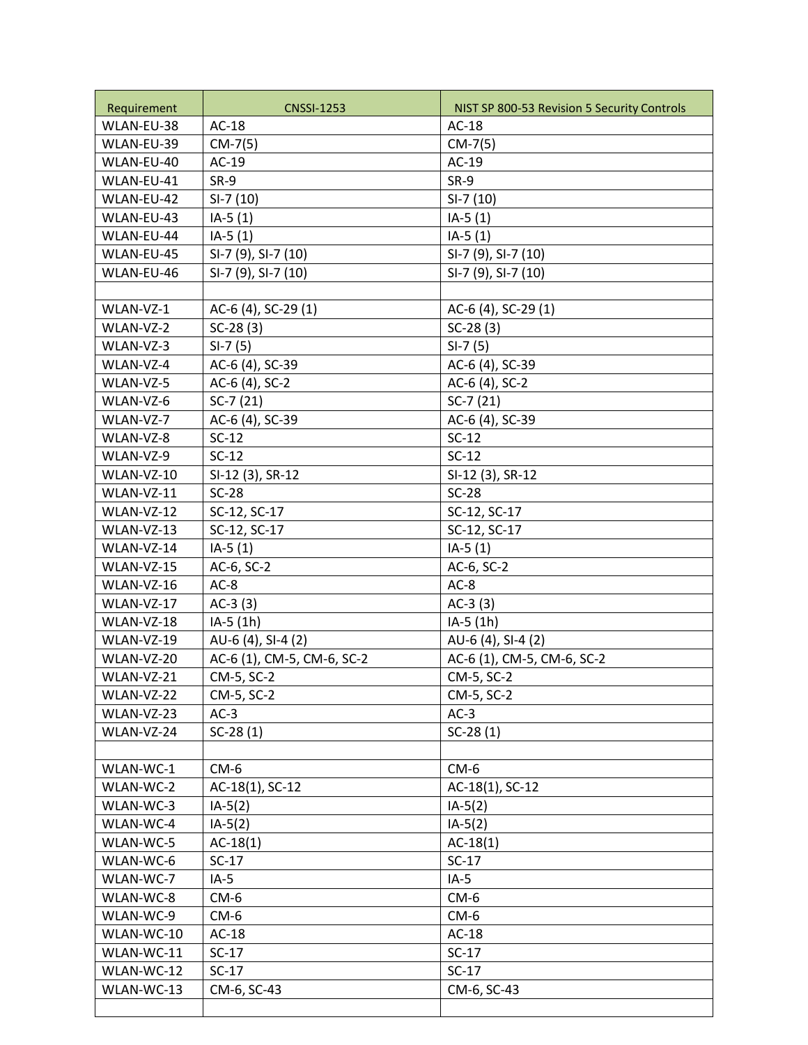| Requirement | CNSSI-1253 | NIST SP 800-53 Revision 5 Security Controls |
|---|---|---|
| WLAN-EU-38 | AC-18 | AC-18 |
| WLAN-EU-39 | CM-7(5) | CM-7(5) |
| WLAN-EU-40 | AC-19 | AC-19 |
| WLAN-EU-41 | SR-9 | SR-9 |
| WLAN-EU-42 | SI-7 (10) | SI-7 (10) |
| WLAN-EU-43 | IA-5 (1) | IA-5 (1) |
| WLAN-EU-44 | IA-5 (1) | IA-5 (1) |
| WLAN-EU-45 | SI-7 (9), SI-7 (10) | SI-7 (9), SI-7 (10) |
| WLAN-EU-46 | SI-7 (9), SI-7 (10) | SI-7 (9), SI-7 (10) |
| | | |
| WLAN-VZ-1 | AC-6 (4), SC-29 (1) | AC-6 (4), SC-29 (1) |
| WLAN-VZ-2 | SC-28 (3) | SC-28 (3) |
| WLAN-VZ-3 | SI-7 (5) | SI-7 (5) |
| WLAN-VZ-4 | AC-6 (4), SC-39 | AC-6 (4), SC-39 |
| WLAN-VZ-5 | AC-6 (4), SC-2 | AC-6 (4), SC-2 |
| WLAN-VZ-6 | SC-7 (21) | SC-7 (21) |
| WLAN-VZ-7 | AC-6 (4), SC-39 | AC-6 (4), SC-39 |
| WLAN-VZ-8 | SC-12 | SC-12 |
| WLAN-VZ-9 | SC-12 | SC-12 |
| WLAN-VZ-10 | SI-12 (3), SR-12 | SI-12 (3), SR-12 |
| WLAN-VZ-11 | SC-28 | SC-28 |
| WLAN-VZ-12 | SC-12, SC-17 | SC-12, SC-17 |
| WLAN-VZ-13 | SC-12, SC-17 | SC-12, SC-17 |
| WLAN-VZ-14 | IA-5 (1) | IA-5 (1) |
| WLAN-VZ-15 | AC-6, SC-2 | AC-6, SC-2 |
| WLAN-VZ-16 | AC-8 | AC-8 |
| WLAN-VZ-17 | AC-3 (3) | AC-3 (3) |
| WLAN-VZ-18 | IA-5 (1h) | IA-5 (1h) |
| WLAN-VZ-19 | AU-6 (4), SI-4 (2) | AU-6 (4), SI-4 (2) |
| WLAN-VZ-20 | AC-6 (1), CM-5, CM-6, SC-2 | AC-6 (1), CM-5, CM-6, SC-2 |
| WLAN-VZ-21 | CM-5, SC-2 | CM-5, SC-2 |
| WLAN-VZ-22 | CM-5, SC-2 | CM-5, SC-2 |
| WLAN-VZ-23 | AC-3 | AC-3 |
| WLAN-VZ-24 | SC-28 (1) | SC-28 (1) |
| | | |
| WLAN-WC-1 | CM-6 | CM-6 |
| WLAN-WC-2 | AC-18(1), SC-12 | AC-18(1), SC-12 |
| WLAN-WC-3 | IA-5(2) | IA-5(2) |
| WLAN-WC-4 | IA-5(2) | IA-5(2) |
| WLAN-WC-5 | AC-18(1) | AC-18(1) |
| WLAN-WC-6 | SC-17 | SC-17 |
| WLAN-WC-7 | IA-5 | IA-5 |
| WLAN-WC-8 | CM-6 | CM-6 |
| WLAN-WC-9 | CM-6 | CM-6 |
| WLAN-WC-10 | AC-18 | AC-18 |
| WLAN-WC-11 | SC-17 | SC-17 |
| WLAN-WC-12 | SC-17 | SC-17 |
| WLAN-WC-13 | CM-6, SC-43 | CM-6, SC-43 |
| | | |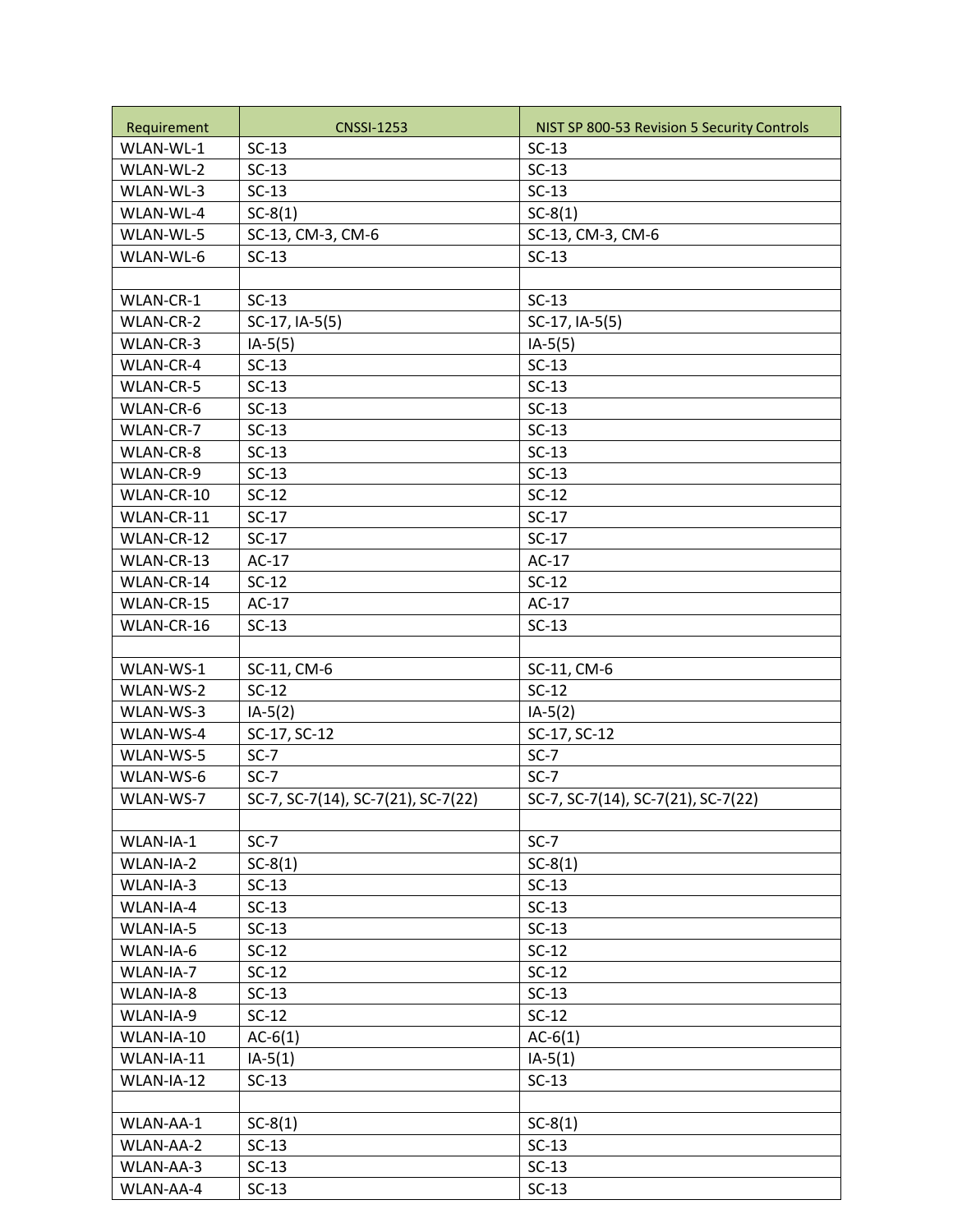| Requirement | CNSSI-1253 | NIST SP 800-53 Revision 5 Security Controls |
|---|---|---|
| WLAN-WL-1 | SC-13 | SC-13 |
| WLAN-WL-2 | SC-13 | SC-13 |
| WLAN-WL-3 | SC-13 | SC-13 |
| WLAN-WL-4 | SC-8(1) | SC-8(1) |
| WLAN-WL-5 | SC-13, CM-3, CM-6 | SC-13, CM-3, CM-6 |
| WLAN-WL-6 | SC-13 | SC-13 |
| | | |
| WLAN-CR-1 | SC-13 | SC-13 |
| WLAN-CR-2 | SC-17, IA-5(5) | SC-17, IA-5(5) |
| WLAN-CR-3 | IA-5(5) | IA-5(5) |
| WLAN-CR-4 | SC-13 | SC-13 |
| WLAN-CR-5 | SC-13 | SC-13 |
| WLAN-CR-6 | SC-13 | SC-13 |
| WLAN-CR-7 | SC-13 | SC-13 |
| WLAN-CR-8 | SC-13 | SC-13 |
| WLAN-CR-9 | SC-13 | SC-13 |
| WLAN-CR-10 | SC-12 | SC-12 |
| WLAN-CR-11 | SC-17 | SC-17 |
| WLAN-CR-12 | SC-17 | SC-17 |
| WLAN-CR-13 | AC-17 | AC-17 |
| WLAN-CR-14 | SC-12 | SC-12 |
| WLAN-CR-15 | AC-17 | AC-17 |
| WLAN-CR-16 | SC-13 | SC-13 |
| | | |
| WLAN-WS-1 | SC-11, CM-6 | SC-11, CM-6 |
| WLAN-WS-2 | SC-12 | SC-12 |
| WLAN-WS-3 | IA-5(2) | IA-5(2) |
| WLAN-WS-4 | SC-17, SC-12 | SC-17, SC-12 |
| WLAN-WS-5 | SC-7 | SC-7 |
| WLAN-WS-6 | SC-7 | SC-7 |
| WLAN-WS-7 | SC-7, SC-7(14), SC-7(21), SC-7(22) | SC-7, SC-7(14), SC-7(21), SC-7(22) |
| | | |
| WLAN-IA-1 | SC-7 | SC-7 |
| WLAN-IA-2 | SC-8(1) | SC-8(1) |
| WLAN-IA-3 | SC-13 | SC-13 |
| WLAN-IA-4 | SC-13 | SC-13 |
| WLAN-IA-5 | SC-13 | SC-13 |
| WLAN-IA-6 | SC-12 | SC-12 |
| WLAN-IA-7 | SC-12 | SC-12 |
| WLAN-IA-8 | SC-13 | SC-13 |
| WLAN-IA-9 | SC-12 | SC-12 |
| WLAN-IA-10 | AC-6(1) | AC-6(1) |
| WLAN-IA-11 | IA-5(1) | IA-5(1) |
| WLAN-IA-12 | SC-13 | SC-13 |
| | | |
| WLAN-AA-1 | SC-8(1) | SC-8(1) |
| WLAN-AA-2 | SC-13 | SC-13 |
| WLAN-AA-3 | SC-13 | SC-13 |
| WLAN-AA-4 | SC-13 | SC-13 |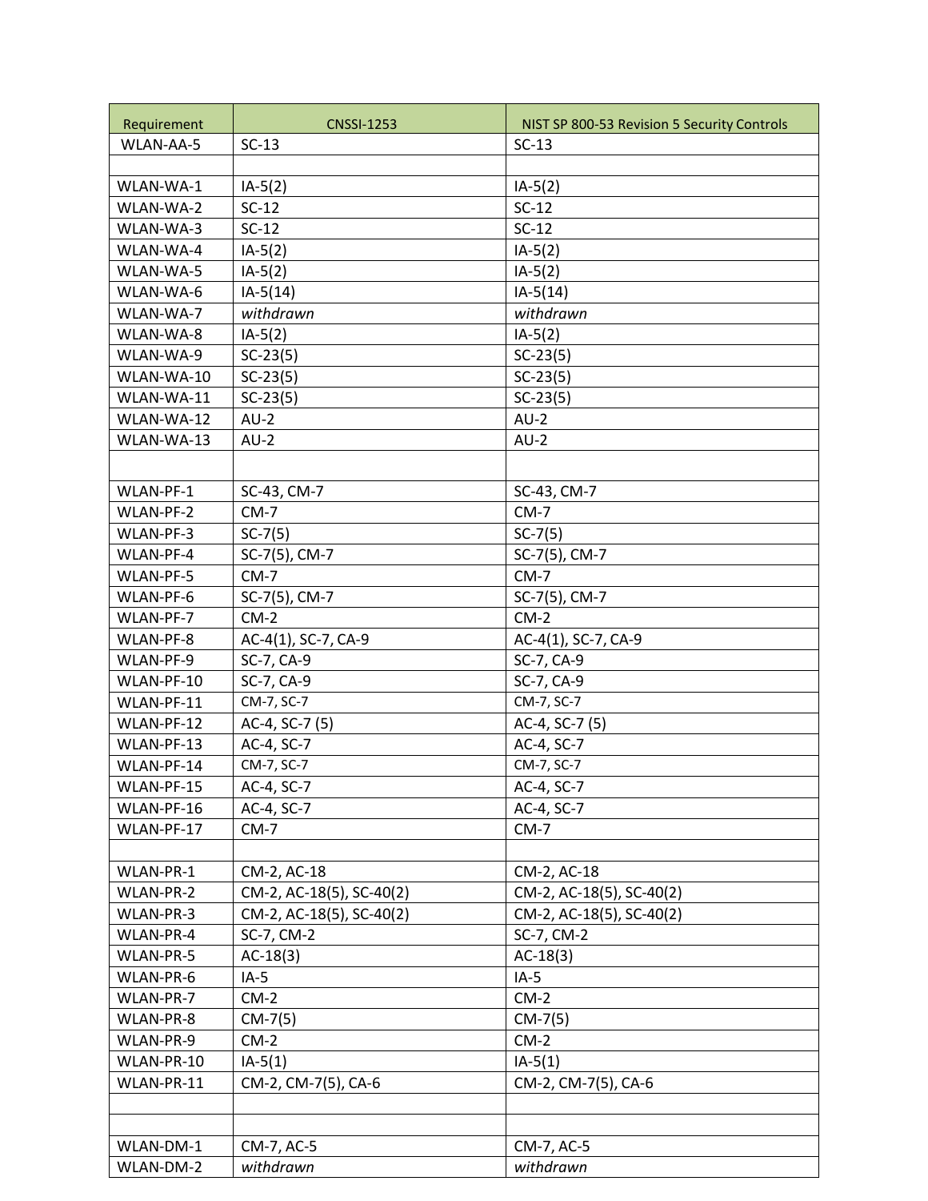| Requirement | CNSSI-1253 | NIST SP 800-53 Revision 5 Security Controls |
|---|---|---|
| WLAN-AA-5 | SC-13 | SC-13 |
| | | |
| WLAN-WA-1 | IA-5(2) | IA-5(2) |
| WLAN-WA-2 | SC-12 | SC-12 |
| WLAN-WA-3 | SC-12 | SC-12 |
| WLAN-WA-4 | IA-5(2) | IA-5(2) |
| WLAN-WA-5 | IA-5(2) | IA-5(2) |
| WLAN-WA-6 | IA-5(14) | IA-5(14) |
| WLAN-WA-7 | *withdrawn* | *withdrawn* |
| WLAN-WA-8 | IA-5(2) | IA-5(2) |
| WLAN-WA-9 | SC-23(5) | SC-23(5) |
| WLAN-WA-10 | SC-23(5) | SC-23(5) |
| WLAN-WA-11 | SC-23(5) | SC-23(5) |
| WLAN-WA-12 | AU-2 | AU-2 |
| WLAN-WA-13 | AU-2 | AU-2 |
| | | |
| WLAN-PF-1 | SC-43, CM-7 | SC-43, CM-7 |
| WLAN-PF-2 | CM-7 | CM-7 |
| WLAN-PF-3 | SC-7(5) | SC-7(5) |
| WLAN-PF-4 | SC-7(5), CM-7 | SC-7(5), CM-7 |
| WLAN-PF-5 | CM-7 | CM-7 |
| WLAN-PF-6 | SC-7(5), CM-7 | SC-7(5), CM-7 |
| WLAN-PF-7 | CM-2 | CM-2 |
| WLAN-PF-8 | AC-4(1), SC-7, CA-9 | AC-4(1), SC-7, CA-9 |
| WLAN-PF-9 | SC-7, CA-9 | SC-7, CA-9 |
| WLAN-PF-10 | SC-7, CA-9 | SC-7, CA-9 |
| WLAN-PF-11 | CM-7, SC-7 | CM-7, SC-7 |
| WLAN-PF-12 | AC-4, SC-7 (5) | AC-4, SC-7 (5) |
| WLAN-PF-13 | AC-4, SC-7 | AC-4, SC-7 |
| WLAN-PF-14 | CM-7, SC-7 | CM-7, SC-7 |
| WLAN-PF-15 | AC-4, SC-7 | AC-4, SC-7 |
| WLAN-PF-16 | AC-4, SC-7 | AC-4, SC-7 |
| WLAN-PF-17 | CM-7 | CM-7 |
| | | |
| WLAN-PR-1 | CM-2, AC-18 | CM-2, AC-18 |
| WLAN-PR-2 | CM-2, AC-18(5), SC-40(2) | CM-2, AC-18(5), SC-40(2) |
| WLAN-PR-3 | CM-2, AC-18(5), SC-40(2) | CM-2, AC-18(5), SC-40(2) |
| WLAN-PR-4 | SC-7, CM-2 | SC-7, CM-2 |
| WLAN-PR-5 | AC-18(3) | AC-18(3) |
| WLAN-PR-6 | IA-5 | IA-5 |
| WLAN-PR-7 | CM-2 | CM-2 |
| WLAN-PR-8 | CM-7(5) | CM-7(5) |
| WLAN-PR-9 | CM-2 | CM-2 |
| WLAN-PR-10 | IA-5(1) | IA-5(1) |
| WLAN-PR-11 | CM-2, CM-7(5), CA-6 | CM-2, CM-7(5), CA-6 |
| | | |
| | | |
| WLAN-DM-1 | CM-7, AC-5 | CM-7, AC-5 |
| WLAN-DM-2 | *withdrawn* | *withdrawn* |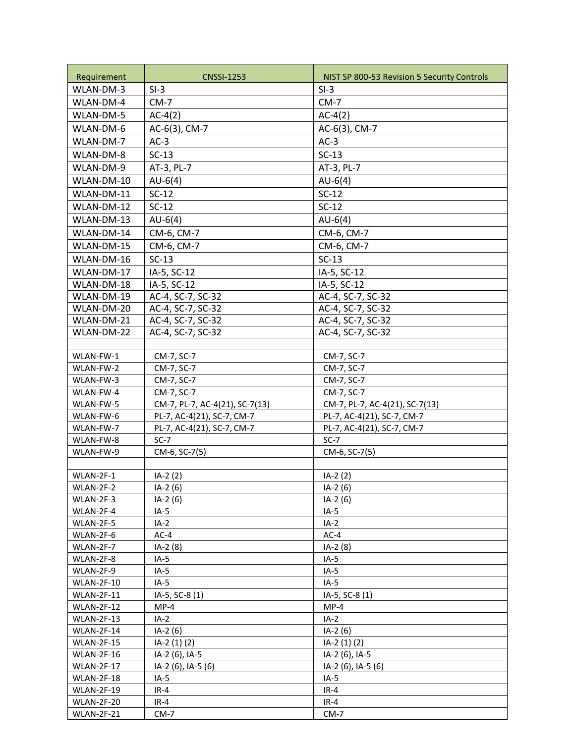| Requirement | CNSSI-1253 | NIST SP 800-53 Revision 5 Security Controls |
| --- | --- | --- |
| WLAN-DM-3 | SI-3 | SI-3 |
| WLAN-DM-4 | CM-7 | CM-7 |
| WLAN-DM-5 | AC-4(2) | AC-4(2) |
| WLAN-DM-6 | AC-6(3), CM-7 | AC-6(3), CM-7 |
| WLAN-DM-7 | AC-3 | AC-3 |
| WLAN-DM-8 | SC-13 | SC-13 |
| WLAN-DM-9 | AT-3, PL-7 | AT-3, PL-7 |
| WLAN-DM-10 | AU-6(4) | AU-6(4) |
| WLAN-DM-11 | SC-12 | SC-12 |
| WLAN-DM-12 | SC-12 | SC-12 |
| WLAN-DM-13 | AU-6(4) | AU-6(4) |
| WLAN-DM-14 | CM-6, CM-7 | CM-6, CM-7 |
| WLAN-DM-15 | CM-6, CM-7 | CM-6, CM-7 |
| WLAN-DM-16 | SC-13 | SC-13 |
| WLAN-DM-17 | IA-5, SC-12 | IA-5, SC-12 |
| WLAN-DM-18 | IA-5, SC-12 | IA-5, SC-12 |
| WLAN-DM-19 | AC-4, SC-7, SC-32 | AC-4, SC-7, SC-32 |
| WLAN-DM-20 | AC-4, SC-7, SC-32 | AC-4, SC-7, SC-32 |
| WLAN-DM-21 | AC-4, SC-7, SC-32 | AC-4, SC-7, SC-32 |
| WLAN-DM-22 | AC-4, SC-7, SC-32 | AC-4, SC-7, SC-32 |
| | | |
| WLAN-FW-1 | CM-7, SC-7 | CM-7, SC-7 |
| WLAN-FW-2 | CM-7, SC-7 | CM-7, SC-7 |
| WLAN-FW-3 | CM-7, SC-7 | CM-7, SC-7 |
| WLAN-FW-4 | CM-7, SC-7 | CM-7, SC-7 |
| WLAN-FW-5 | CM-7, PL-7, AC-4(21), SC-7(13) | CM-7, PL-7, AC-4(21), SC-7(13) |
| WLAN-FW-6 | PL-7, AC-4(21), SC-7, CM-7 | PL-7, AC-4(21), SC-7, CM-7 |
| WLAN-FW-7 | PL-7, AC-4(21), SC-7, CM-7 | PL-7, AC-4(21), SC-7, CM-7 |
| WLAN-FW-8 | SC-7 | SC-7 |
| WLAN-FW-9 | CM-6, SC-7(5) | CM-6, SC-7(5) |
| | | |
| WLAN-2F-1 | IA-2 (2) | IA-2 (2) |
| WLAN-2F-2 | IA-2 (6) | IA-2 (6) |
| WLAN-2F-3 | IA-2 (6) | IA-2 (6) |
| WLAN-2F-4 | IA-5 | IA-5 |
| WLAN-2F-5 | IA-2 | IA-2 |
| WLAN-2F-6 | AC-4 | AC-4 |
| WLAN-2F-7 | IA-2 (8) | IA-2 (8) |
| WLAN-2F-8 | IA-5 | IA-5 |
| WLAN-2F-9 | IA-5 | IA-5 |
| WLAN-2F-10 | IA-5 | IA-5 |
| WLAN-2F-11 | IA-5, SC-8 (1) | IA-5, SC-8 (1) |
| WLAN-2F-12 | MP-4 | MP-4 |
| WLAN-2F-13 | IA-2 | IA-2 |
| WLAN-2F-14 | IA-2 (6) | IA-2 (6) |
| WLAN-2F-15 | IA-2 (1) (2) | IA-2 (1) (2) |
| WLAN-2F-16 | IA-2 (6), IA-5 | IA-2 (6), IA-5 |
| WLAN-2F-17 | IA-2 (6), IA-5 (6) | IA-2 (6), IA-5 (6) |
| WLAN-2F-18 | IA-5 | IA-5 |
| WLAN-2F-19 | IR-4 | IR-4 |
| WLAN-2F-20 | IR-4 | IR-4 |
| WLAN-2F-21 | CM-7 | CM-7 |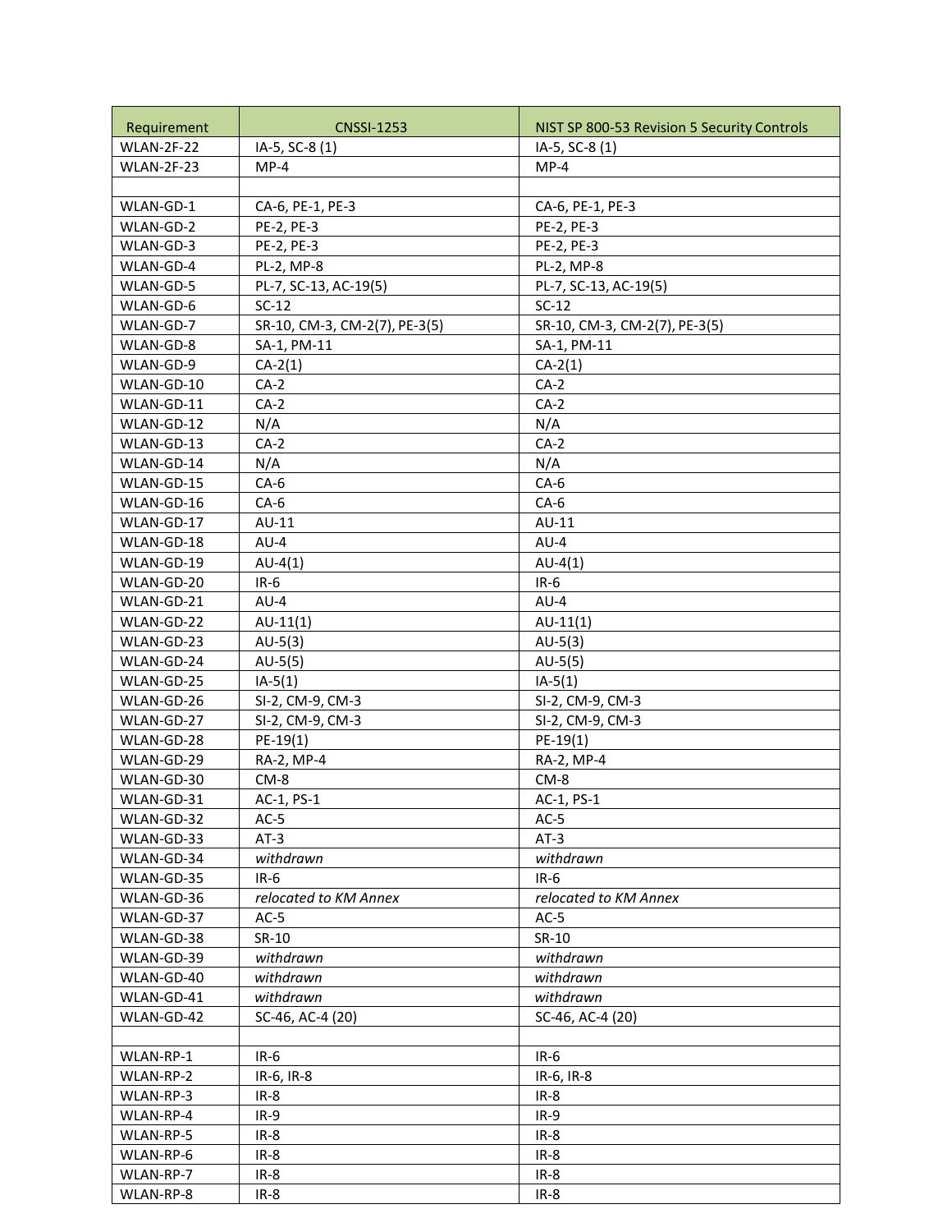| Requirement | CNSSI-1253 | NIST SP 800-53 Revision 5 Security Controls |
| --- | --- | --- |
| WLAN-2F-22 | IA-5, SC-8 (1) | IA-5, SC-8 (1) |
| WLAN-2F-23 | MP-4 | MP-4 |
| | | |
| WLAN-GD-1 | CA-6, PE-1, PE-3 | CA-6, PE-1, PE-3 |
| WLAN-GD-2 | PE-2, PE-3 | PE-2, PE-3 |
| WLAN-GD-3 | PE-2, PE-3 | PE-2, PE-3 |
| WLAN-GD-4 | PL-2, MP-8 | PL-2, MP-8 |
| WLAN-GD-5 | PL-7, SC-13, AC-19(5) | PL-7, SC-13, AC-19(5) |
| WLAN-GD-6 | SC-12 | SC-12 |
| WLAN-GD-7 | SR-10, CM-3, CM-2(7), PE-3(5) | SR-10, CM-3, CM-2(7), PE-3(5) |
| WLAN-GD-8 | SA-1, PM-11 | SA-1, PM-11 |
| WLAN-GD-9 | CA-2(1) | CA-2(1) |
| WLAN-GD-10 | CA-2 | CA-2 |
| WLAN-GD-11 | CA-2 | CA-2 |
| WLAN-GD-12 | N/A | N/A |
| WLAN-GD-13 | CA-2 | CA-2 |
| WLAN-GD-14 | N/A | N/A |
| WLAN-GD-15 | CA-6 | CA-6 |
| WLAN-GD-16 | CA-6 | CA-6 |
| WLAN-GD-17 | AU-11 | AU-11 |
| WLAN-GD-18 | AU-4 | AU-4 |
| WLAN-GD-19 | AU-4(1) | AU-4(1) |
| WLAN-GD-20 | IR-6 | IR-6 |
| WLAN-GD-21 | AU-4 | AU-4 |
| WLAN-GD-22 | AU-11(1) | AU-11(1) |
| WLAN-GD-23 | AU-5(3) | AU-5(3) |
| WLAN-GD-24 | AU-5(5) | AU-5(5) |
| WLAN-GD-25 | IA-5(1) | IA-5(1) |
| WLAN-GD-26 | SI-2, CM-9, CM-3 | SI-2, CM-9, CM-3 |
| WLAN-GD-27 | SI-2, CM-9, CM-3 | SI-2, CM-9, CM-3 |
| WLAN-GD-28 | PE-19(1) | PE-19(1) |
| WLAN-GD-29 | RA-2, MP-4 | RA-2, MP-4 |
| WLAN-GD-30 | CM-8 | CM-8 |
| WLAN-GD-31 | AC-1, PS-1 | AC-1, PS-1 |
| WLAN-GD-32 | AC-5 | AC-5 |
| WLAN-GD-33 | AT-3 | AT-3 |
| WLAN-GD-34 | *withdrawn* | *withdrawn* |
| WLAN-GD-35 | IR-6 | IR-6 |
| WLAN-GD-36 | *relocated to KM Annex* | *relocated to KM Annex* |
| WLAN-GD-37 | AC-5 | AC-5 |
| WLAN-GD-38 | SR-10 | SR-10 |
| WLAN-GD-39 | *withdrawn* | *withdrawn* |
| WLAN-GD-40 | *withdrawn* | *withdrawn* |
| WLAN-GD-41 | *withdrawn* | *withdrawn* |
| WLAN-GD-42 | SC-46, AC-4 (20) | SC-46, AC-4 (20) |
| | | |
| WLAN-RP-1 | IR-6 | IR-6 |
| WLAN-RP-2 | IR-6, IR-8 | IR-6, IR-8 |
| WLAN-RP-3 | IR-8 | IR-8 |
| WLAN-RP-4 | IR-9 | IR-9 |
| WLAN-RP-5 | IR-8 | IR-8 |
| WLAN-RP-6 | IR-8 | IR-8 |
| WLAN-RP-7 | IR-8 | IR-8 |
| WLAN-RP-8 | IR-8 | IR-8 |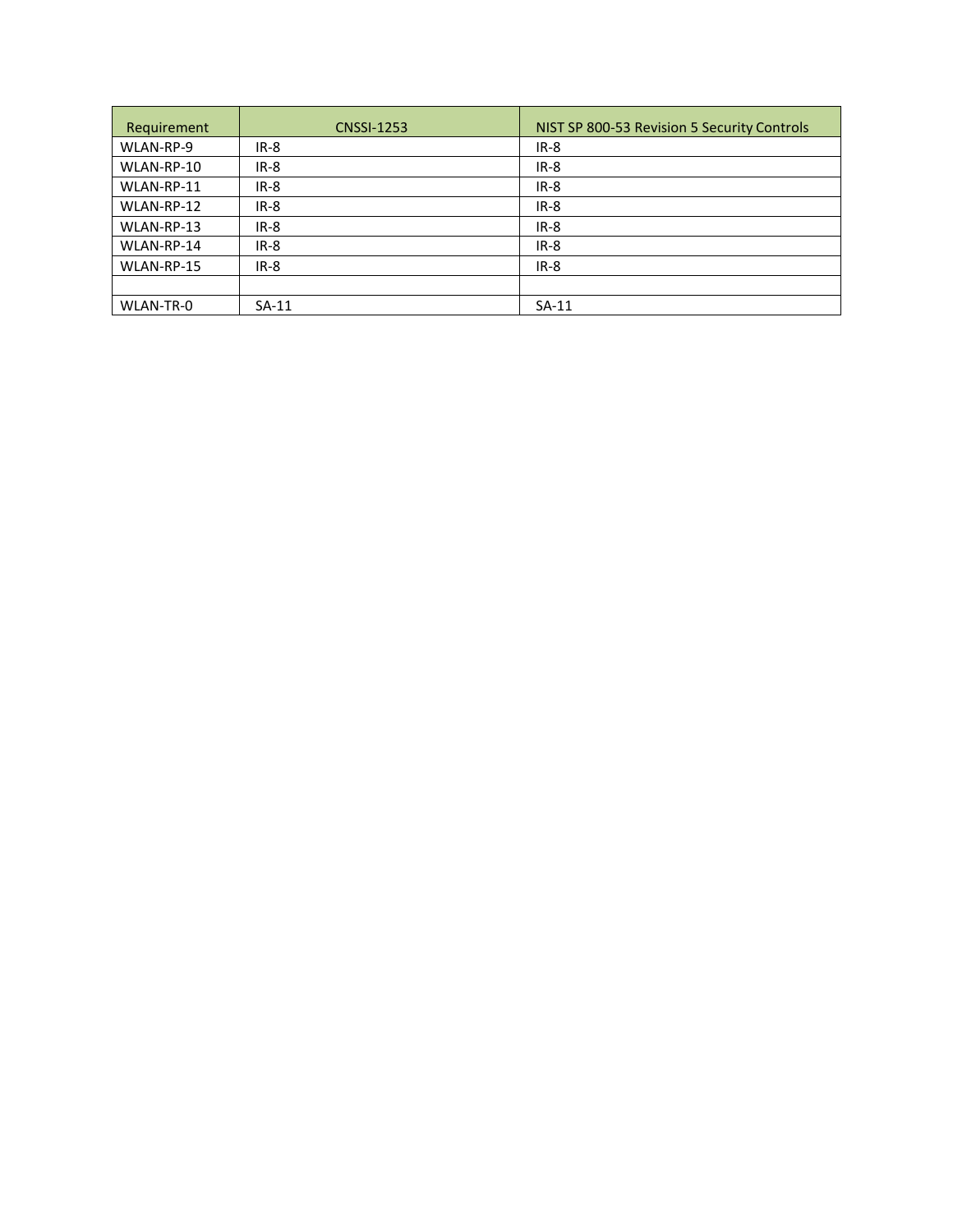| Requirement | CNSSI-1253 | NIST SP 800-53 Revision 5 Security Controls |
|---|---|---|
| WLAN-RP-9 | IR-8 | IR-8 |
| WLAN-RP-10 | IR-8 | IR-8 |
| WLAN-RP-11 | IR-8 | IR-8 |
| WLAN-RP-12 | IR-8 | IR-8 |
| WLAN-RP-13 | IR-8 | IR-8 |
| WLAN-RP-14 | IR-8 | IR-8 |
| WLAN-RP-15 | IR-8 | IR-8 |
| | | |
| WLAN-TR-0 | SA-11 | SA-11 |